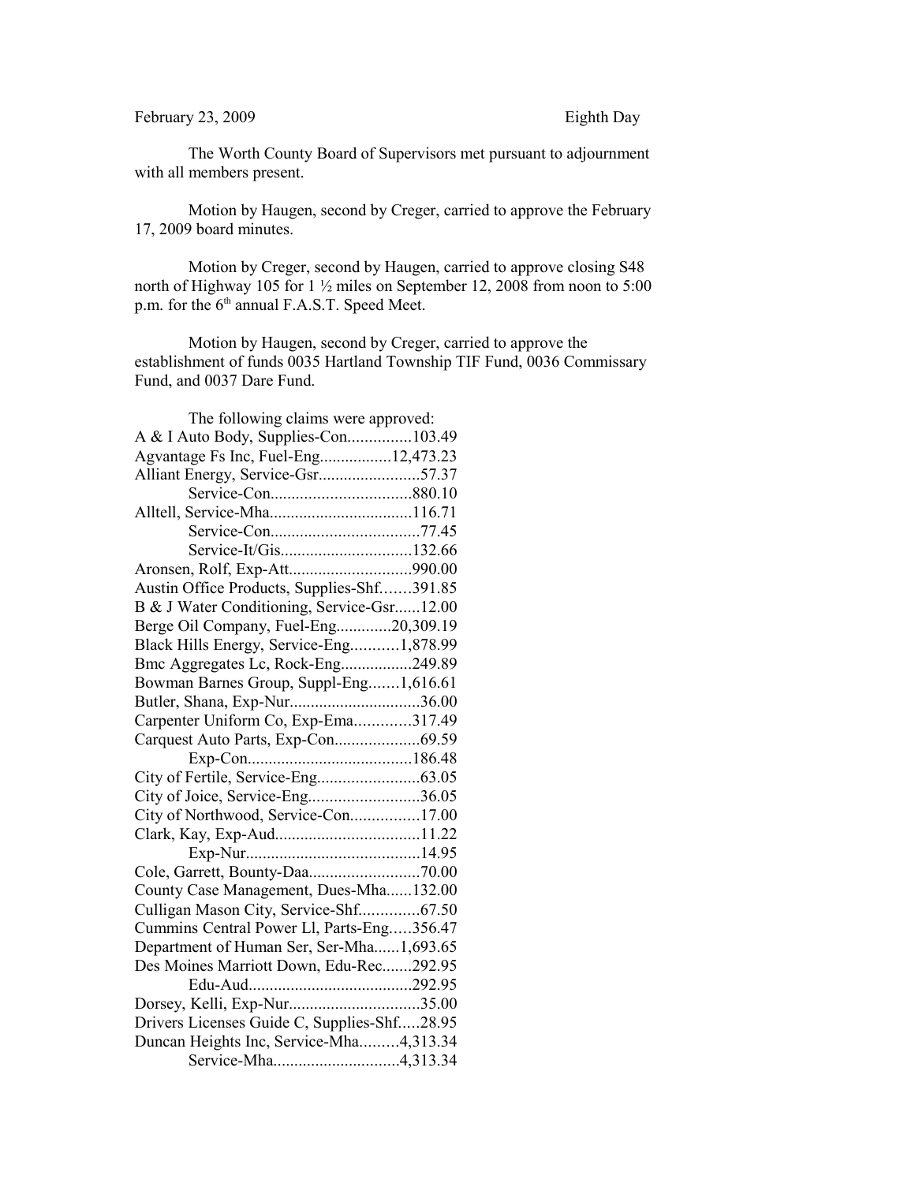February 23, 2009 Eighth Day

The Worth County Board of Supervisors met pursuant to adjournment with all members present.

Motion by Haugen, second by Creger, carried to approve the February 17, 2009 board minutes.

Motion by Creger, second by Haugen, carried to approve closing S48 north of Highway 105 for 1 ½ miles on September 12, 2008 from noon to 5:00 p.m. for the 6th annual F.A.S.T. Speed Meet.

Motion by Haugen, second by Creger, carried to approve the establishment of funds 0035 Hartland Township TIF Fund, 0036 Commissary Fund, and 0037 Dare Fund.

The following claims were approved:

A & I Auto Body, Supplies-Con...............103.49
Agvantage Fs Inc, Fuel-Eng.................12,473.23
Alliant Energy, Service-Gsr........................57.37
Service-Con.................................880.10
Alltell, Service-Mha..................................116.71
Service-Con...................................77.45
Service-It/Gis...............................132.66
Aronsen, Rolf, Exp-Att............................990.00
Austin Office Products, Supplies-Shf.......391.85
B & J Water Conditioning, Service-Gsr......12.00
Berge Oil Company, Fuel-Eng.............20,309.19
Black Hills Energy, Service-Eng...........1,878.99
Bmc Aggregates Lc, Rock-Eng.................249.89
Bowman Barnes Group, Suppl-Eng.......1,616.61
Butler, Shana, Exp-Nur..............................36.00
Carpenter Uniform Co, Exp-Ema.............317.49
Carquest Auto Parts, Exp-Con....................69.59
Exp-Con.......................................186.48
City of Fertile, Service-Eng........................63.05
City of Joice, Service-Eng..........................36.05
City of Northwood, Service-Con................17.00
Clark, Kay, Exp-Aud..................................11.22
Exp-Nur.........................................14.95
Cole, Garrett, Bounty-Daa..........................70.00
County Case Management, Dues-Mha......132.00
Culligan Mason City, Service-Shf..............67.50
Cummins Central Power Ll, Parts-Eng.....356.47
Department of Human Ser, Ser-Mha......1,693.65
Des Moines Marriott Down, Edu-Rec.......292.95
Edu-Aud.......................................292.95
Dorsey, Kelli, Exp-Nur...............................35.00
Drivers Licenses Guide C, Supplies-Shf.....28.95
Duncan Heights Inc, Service-Mha.........4,313.34
Service-Mha.............................4,313.34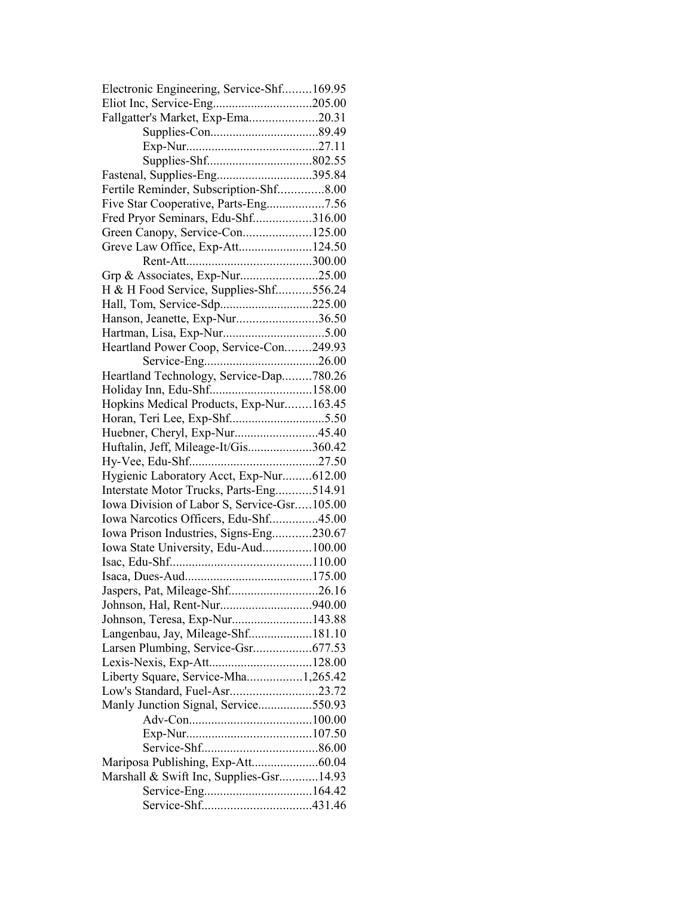Electronic Engineering, Service-Shf.........169.95
Eliot Inc, Service-Eng..............................205.00
Fallgatter's Market, Exp-Ema.....................20.31
Supplies-Con.................................89.49
Exp-Nur........................................27.11
Supplies-Shf................................802.55
Fastenal, Supplies-Eng.............................395.84
Fertile Reminder, Subscription-Shf.............8.00
Five Star Cooperative, Parts-Eng..................7.56
Fred Pryor Seminars, Edu-Shf..................316.00
Green Canopy, Service-Con.....................125.00
Greve Law Office, Exp-Att......................124.50
Rent-Att......................................300.00
Grp & Associates, Exp-Nur........................25.00
H & H Food Service, Supplies-Shf...........556.24
Hall, Tom, Service-Sdp............................225.00
Hanson, Jeanette, Exp-Nur.........................36.50
Hartman, Lisa, Exp-Nur................................5.00
Heartland Power Coop, Service-Con........249.93
Service-Eng...................................26.00
Heartland Technology, Service-Dap.........780.26
Holiday Inn, Edu-Shf...............................158.00
Hopkins Medical Products, Exp-Nur........163.45
Horan, Teri Lee, Exp-Shf.............................5.50
Huebner, Cheryl, Exp-Nur..........................45.40
Huftalin, Jeff, Mileage-It/Gis....................360.42
Hy-Vee, Edu-Shf........................................27.50
Hygienic Laboratory Acct, Exp-Nur.........612.00
Interstate Motor Trucks, Parts-Eng...........514.91
Iowa Division of Labor S, Service-Gsr.....105.00
Iowa Narcotics Officers, Edu-Shf...............45.00
Iowa Prison Industries, Signs-Eng............230.67
Iowa State University, Edu-Aud...............100.00
Isac, Edu-Shf............................................110.00
Isaca, Dues-Aud........................................175.00
Jaspers, Pat, Mileage-Shf...........................26.16
Johnson, Hal, Rent-Nur............................940.00
Johnson, Teresa, Exp-Nur.........................143.88
Langenbau, Jay, Mileage-Shf....................181.10
Larsen Plumbing, Service-Gsr..................677.53
Lexis-Nexis, Exp-Att................................128.00
Liberty Square, Service-Mha.................1,265.42
Low's Standard, Fuel-Asr...........................23.72
Manly Junction Signal, Service.................550.93
Adv-Con......................................100.00
Exp-Nur.......................................107.50
Service-Shf....................................86.00
Mariposa Publishing, Exp-Att.....................60.04
Marshall & Swift Inc, Supplies-Gsr............14.93
Service-Eng..................................164.42
Service-Shf..................................431.46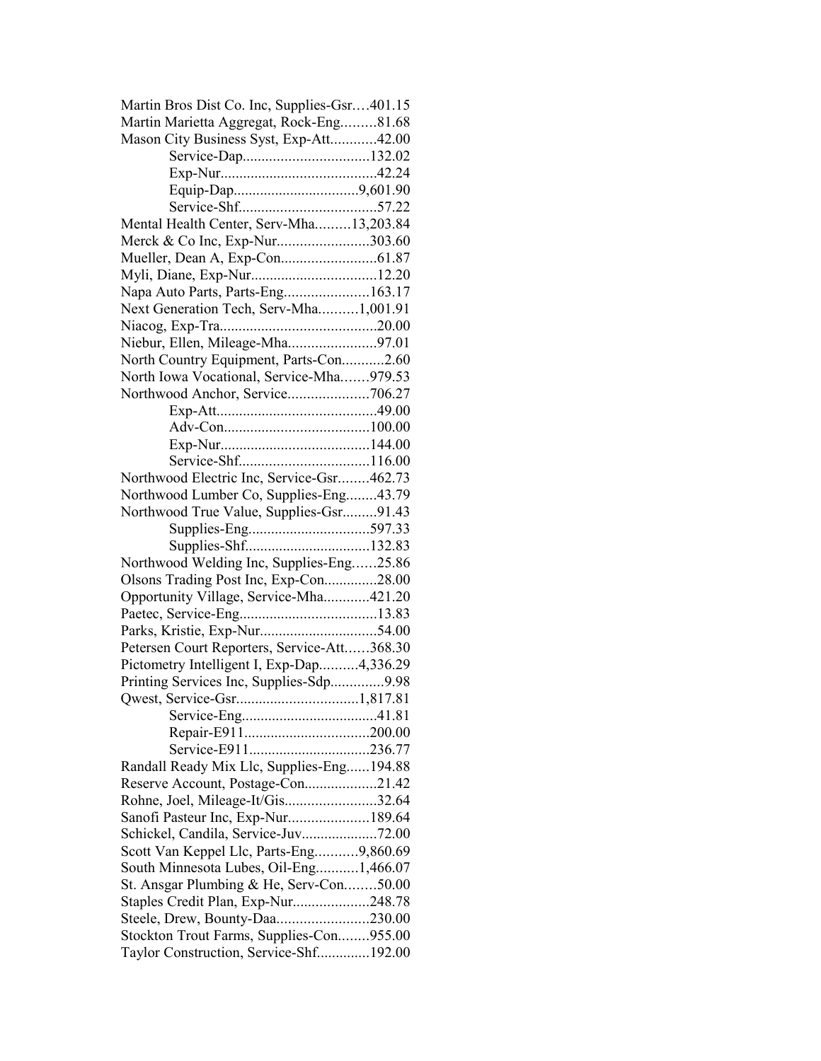Martin Bros Dist Co. Inc, Supplies-Gsr….401.15
Martin Marietta Aggregat, Rock-Eng………81.68
Mason City Business Syst, Exp-Att…………42.00
Service-Dap……………………………132.02
Exp-Nur……………………………………42.24
Equip-Dap……………………………9,601.90
Service-Shf………………………………57.22
Mental Health Center, Serv-Mha………13,203.84
Merck & Co Inc, Exp-Nur……………………303.60
Mueller, Dean A, Exp-Con……………………61.87
Myli, Diane, Exp-Nur……………………………12.20
Napa Auto Parts, Parts-Eng…………………163.17
Next Generation Tech, Serv-Mha……….1,001.91
Niacog, Exp-Tra……………………………………20.00
Niebur, Ellen, Mileage-Mha……………………97.01
North Country Equipment, Parts-Con………..2.60
North Iowa Vocational, Service-Mha…….979.53
Northwood Anchor, Service…………………706.27
Exp-Att……………………………………49.00
Adv-Con…………………………………100.00
Exp-Nur…………………………………144.00
Service-Shf………………………………116.00
Northwood Electric Inc, Service-Gsr……..462.73
Northwood Lumber Co, Supplies-Eng……..43.79
Northwood True Value, Supplies-Gsr………91.43
Supplies-Eng……………………………597.33
Supplies-Shf……………………………132.83
Northwood Welding Inc, Supplies-Eng……25.86
Olsons Trading Post Inc, Exp-Con…………..28.00
Opportunity Village, Service-Mha…………421.20
Paetec, Service-Eng………………………………13.83
Parks, Kristie, Exp-Nur…………………………54.00
Petersen Court Reporters, Service-Att……368.30
Pictometry Intelligent I, Exp-Dap……….4,336.29
Printing Services Inc, Supplies-Sdp…………..9.98
Qwest, Service-Gsr……………………………1,817.81
Service-Eng………………………………41.81
Repair-E911……………………………200.00
Service-E911……………………………236.77
Randall Ready Mix Llc, Supplies-Eng……194.88
Reserve Account, Postage-Con………………21.42
Rohne, Joel, Mileage-It/Gis……………………32.64
Sanofi Pasteur Inc, Exp-Nur…………………189.64
Schickel, Candila, Service-Juv…………………72.00
Scott Van Keppel Llc, Parts-Eng………..9,860.69
South Minnesota Lubes, Oil-Eng………..1,466.07
St. Ansgar Plumbing & He, Serv-Con……..50.00
Staples Credit Plan, Exp-Nur…………………248.78
Steele, Drew, Bounty-Daa……………………230.00
Stockton Trout Farms, Supplies-Con……..955.00
Taylor Construction, Service-Shf…………..192.00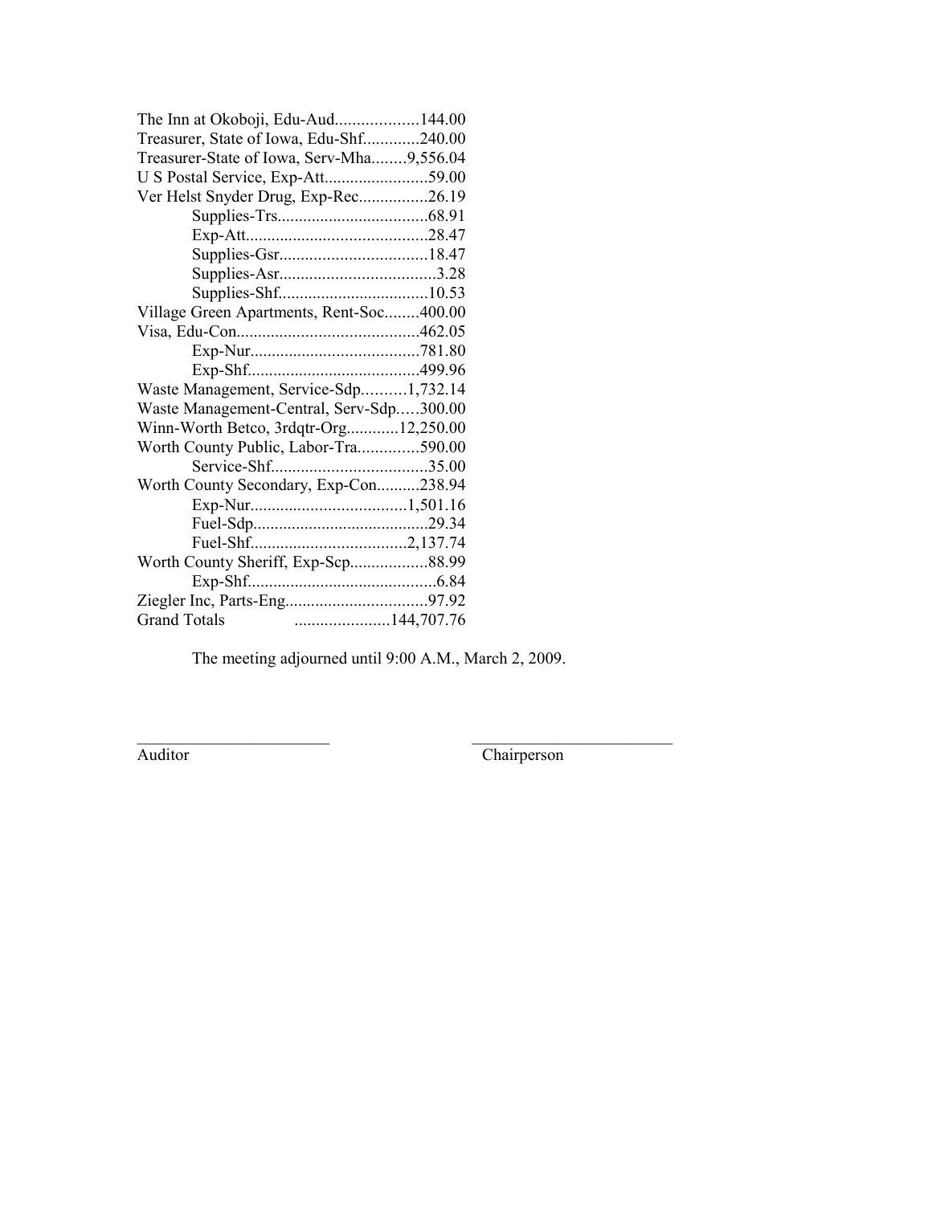The Inn at Okoboji, Edu-Aud...................144.00
Treasurer, State of Iowa, Edu-Shf............240.00
Treasurer-State of Iowa, Serv-Mha........9,556.04
U S Postal Service, Exp-Att........................59.00
Ver Helst Snyder Drug, Exp-Rec................26.19
Supplies-Trs..................................68.91
Exp-Att.........................................28.47
Supplies-Gsr..................................18.47
Supplies-Asr....................................3.28
Supplies-Shf..................................10.53
Village Green Apartments, Rent-Soc........400.00
Visa, Edu-Con..........................................462.05
Exp-Nur.......................................781.80
Exp-Shf.......................................499.96
Waste Management, Service-Sdp..........1,732.14
Waste Management-Central, Serv-Sdp.....300.00
Winn-Worth Betco, 3rdqtr-Org............12,250.00
Worth County Public, Labor-Tra..............590.00
Service-Shf....................................35.00
Worth County Secondary, Exp-Con..........238.94
Exp-Nur....................................1,501.16
Fuel-Sdp........................................29.34
Fuel-Shf....................................2,137.74
Worth County Sheriff, Exp-Scp..................88.99
Exp-Shf...........................................6.84
Ziegler Inc, Parts-Eng.................................97.92
Grand Totals ......................144,707.76

The meeting adjourned until 9:00 A.M., March 2, 2009.

\_\_\_\_\_\_\_\_\_\_\_\_\_\_\_\_\_\_\_\_\_\_\_\_ \_\_\_\_\_\_\_\_\_\_\_\_\_\_\_\_\_\_\_\_\_\_\_\_

Auditor Chairperson